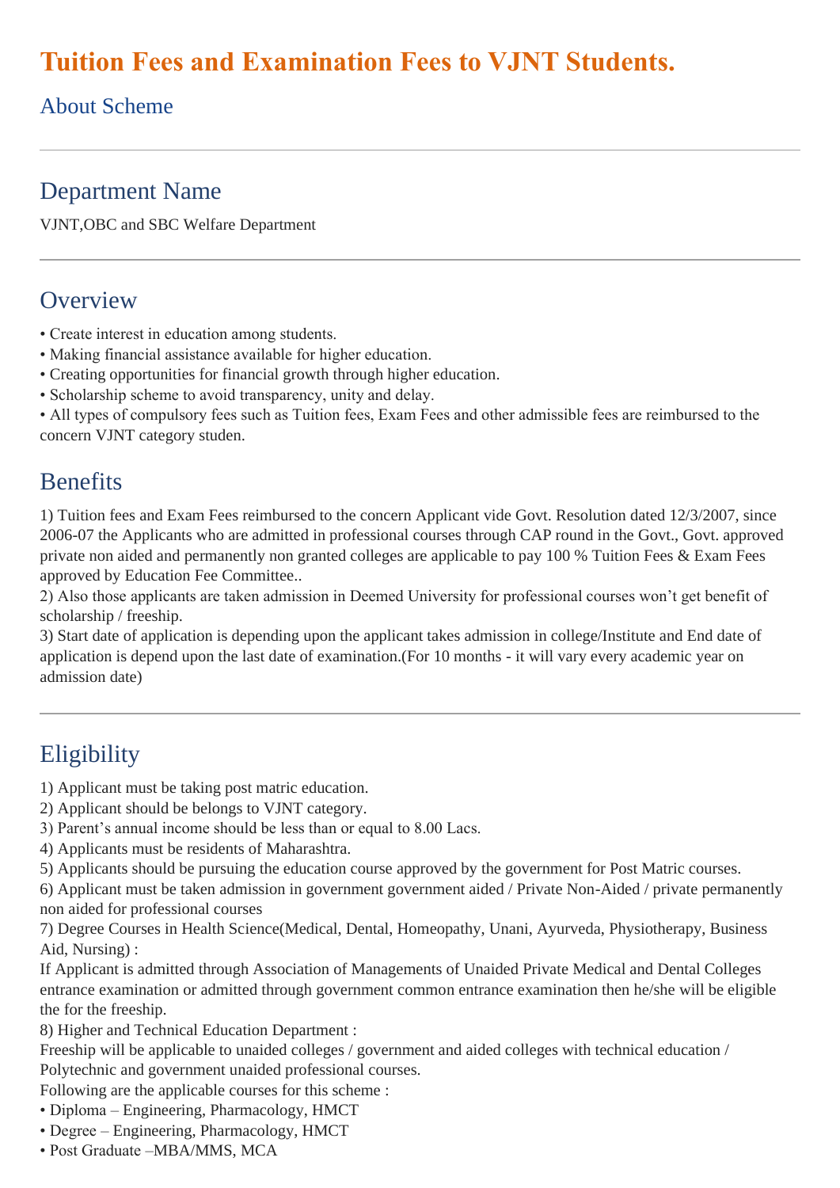# Tuition Fees and Examination Fees to VJNT Students.

## About Scheme

## Department Name

VJNT,OBC and SBC Welfare Department

## Overview

• Create interest in education among students.
• Making financial assistance available for higher education.
• Creating opportunities for financial growth through higher education.
• Scholarship scheme to avoid transparency, unity and delay.
• All types of compulsory fees such as Tuition fees, Exam Fees and other admissible fees are reimbursed to the concern VJNT category studen.

## Benefits

1) Tuition fees and Exam Fees reimbursed to the concern Applicant vide Govt. Resolution dated 12/3/2007, since 2006-07 the Applicants who are admitted in professional courses through CAP round in the Govt., Govt. approved private non aided and permanently non granted colleges are applicable to pay 100 % Tuition Fees & Exam Fees approved by Education Fee Committee..
2) Also those applicants are taken admission in Deemed University for professional courses won't get benefit of scholarship / freeship.
3) Start date of application is depending upon the applicant takes admission in college/Institute and End date of application is depend upon the last date of examination.(For 10 months - it will vary every academic year on admission date)

## Eligibility

1) Applicant must be taking post matric education.
2) Applicant should be belongs to VJNT category.
3) Parent's annual income should be less than or equal to 8.00 Lacs.
4) Applicants must be residents of Maharashtra.
5) Applicants should be pursuing the education course approved by the government for Post Matric courses.
6) Applicant must be taken admission in government government aided / Private Non-Aided / private permanently non aided for professional courses
7) Degree Courses in Health Science(Medical, Dental, Homeopathy, Unani, Ayurveda, Physiotherapy, Business Aid, Nursing) :
If Applicant is admitted through Association of Managements of Unaided Private Medical and Dental Colleges entrance examination or admitted through government common entrance examination then he/she will be eligible the for the freeship.
8) Higher and Technical Education Department :
Freeship will be applicable to unaided colleges / government and aided colleges with technical education / Polytechnic and government unaided professional courses.
Following are the applicable courses for this scheme :
• Diploma – Engineering, Pharmacology, HMCT
• Degree – Engineering, Pharmacology, HMCT
• Post Graduate –MBA/MMS, MCA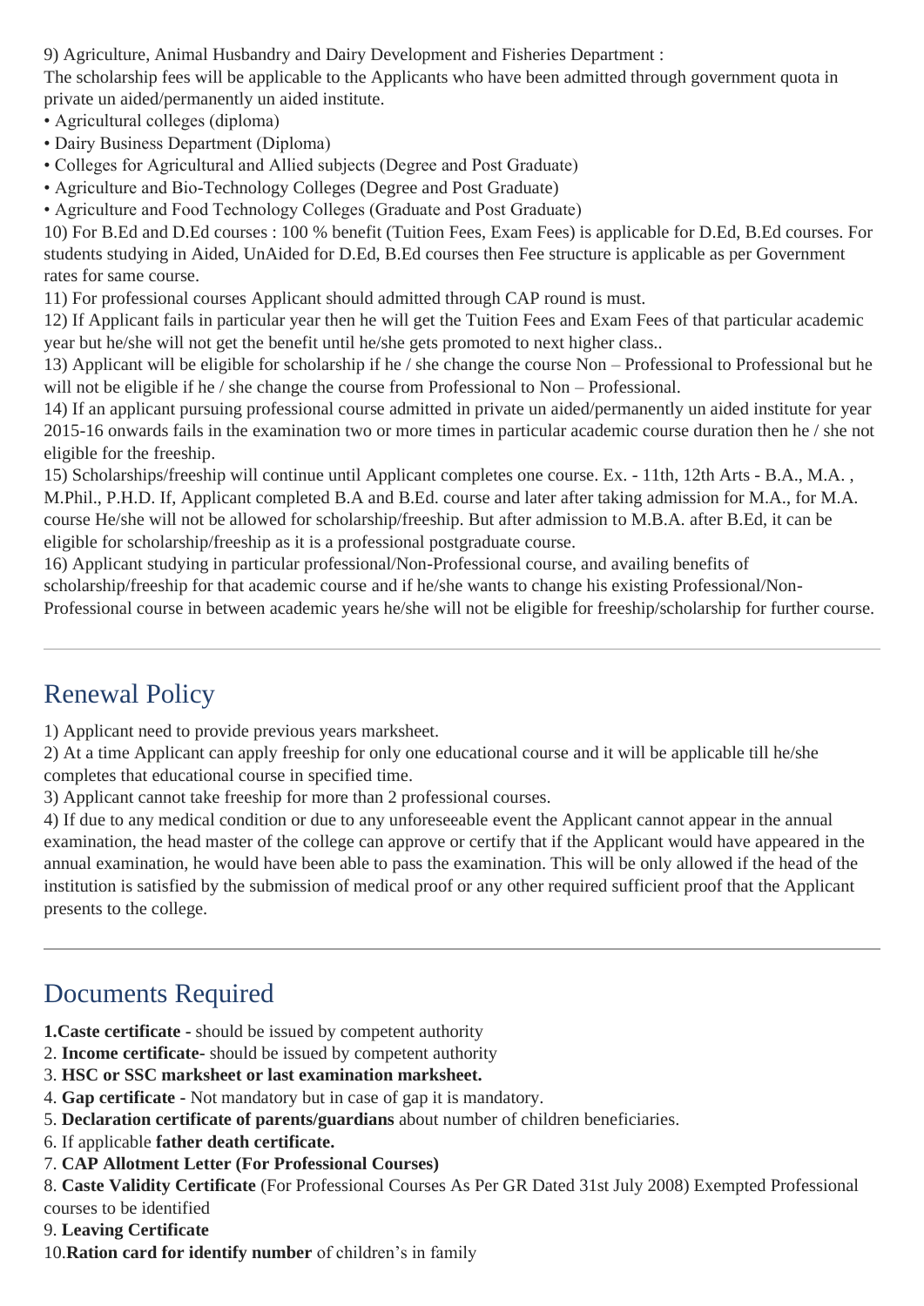9) Agriculture, Animal Husbandry and Dairy Development and Fisheries Department :
The scholarship fees will be applicable to the Applicants who have been admitted through government quota in private un aided/permanently un aided institute.

- Agricultural colleges (diploma)
- Dairy Business Department (Diploma)
- Colleges for Agricultural and Allied subjects (Degree and Post Graduate)
- Agriculture and Bio-Technology Colleges (Degree and Post Graduate)
- Agriculture and Food Technology Colleges (Graduate and Post Graduate)

10) For B.Ed and D.Ed courses : 100 % benefit (Tuition Fees, Exam Fees) is applicable for D.Ed, B.Ed courses. For students studying in Aided, UnAided for D.Ed, B.Ed courses then Fee structure is applicable as per Government rates for same course.
11) For professional courses Applicant should admitted through CAP round is must.
12) If Applicant fails in particular year then he will get the Tuition Fees and Exam Fees of that particular academic year but he/she will not get the benefit until he/she gets promoted to next higher class..
13) Applicant will be eligible for scholarship if he / she change the course Non – Professional to Professional but he will not be eligible if he / she change the course from Professional to Non – Professional.
14) If an applicant pursuing professional course admitted in private un aided/permanently un aided institute for year 2015-16 onwards fails in the examination two or more times in particular academic course duration then he / she not eligible for the freeship.
15) Scholarships/freeship will continue until Applicant completes one course. Ex. - 11th, 12th Arts - B.A., M.A. , M.Phil., P.H.D. If, Applicant completed B.A and B.Ed. course and later after taking admission for M.A., for M.A. course He/she will not be allowed for scholarship/freeship. But after admission to M.B.A. after B.Ed, it can be eligible for scholarship/freeship as it is a professional postgraduate course.
16) Applicant studying in particular professional/Non-Professional course, and availing benefits of scholarship/freeship for that academic course and if he/she wants to change his existing Professional/Non-Professional course in between academic years he/she will not be eligible for freeship/scholarship for further course.

---

## Renewal Policy

1) Applicant need to provide previous years marksheet.
2) At a time Applicant can apply freeship for only one educational course and it will be applicable till he/she completes that educational course in specified time.
3) Applicant cannot take freeship for more than 2 professional courses.
4) If due to any medical condition or due to any unforeseeable event the Applicant cannot appear in the annual examination, the head master of the college can approve or certify that if the Applicant would have appeared in the annual examination, he would have been able to pass the examination. This will be only allowed if the head of the institution is satisfied by the submission of medical proof or any other required sufficient proof that the Applicant presents to the college.

---

## Documents Required

1. **Caste certificate -** should be issued by competent authority
2. **Income certificate-** should be issued by competent authority
3. **HSC or SSC marksheet or last examination marksheet.**
4. **Gap certificate -** Not mandatory but in case of gap it is mandatory.
5. **Declaration certificate of parents/guardians** about number of children beneficiaries.
6. If applicable **father death certificate.**
7. **CAP Allotment Letter (For Professional Courses)**
8. **Caste Validity Certificate** (For Professional Courses As Per GR Dated 31st July 2008) Exempted Professional courses to be identified
9. **Leaving Certificate**
10. **Ration card for identify number** of children's in family